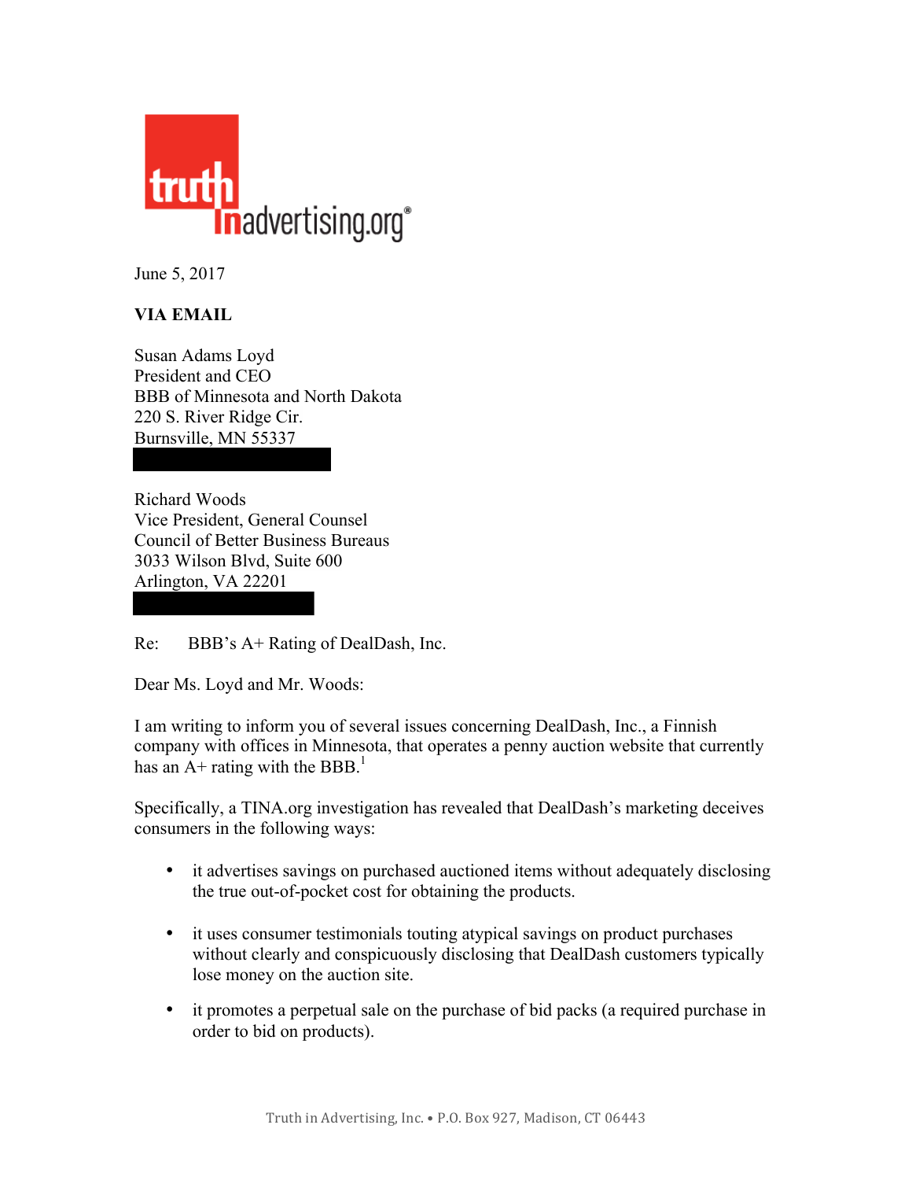June 5, 2017

**VIA EMAIL**

Susan Adams Loyd
President and CEO
BBB of Minnesota and North Dakota
220 S. River Ridge Cir.
Burnsville, MN 55337

Richard Woods
Vice President, General Counsel
Council of Better Business Bureaus
3033 Wilson Blvd, Suite 600
Arlington, VA 22201

Re: BBB's A+ Rating of DealDash, Inc.

Dear Ms. Loyd and Mr. Woods:

I am writing to inform you of several issues concerning DealDash, Inc., a Finnish company with offices in Minnesota, that operates a penny auction website that currently has an A+ rating with the BBB.[1]

Specifically, a TINA.org investigation has revealed that DealDash's marketing deceives consumers in the following ways:

- it advertises savings on purchased auctioned items without adequately disclosing the true out-of-pocket cost for obtaining the products.
- it uses consumer testimonials touting atypical savings on product purchases without clearly and conspicuously disclosing that DealDash customers typically lose money on the auction site.
- it promotes a perpetual sale on the purchase of bid packs (a required purchase in order to bid on products).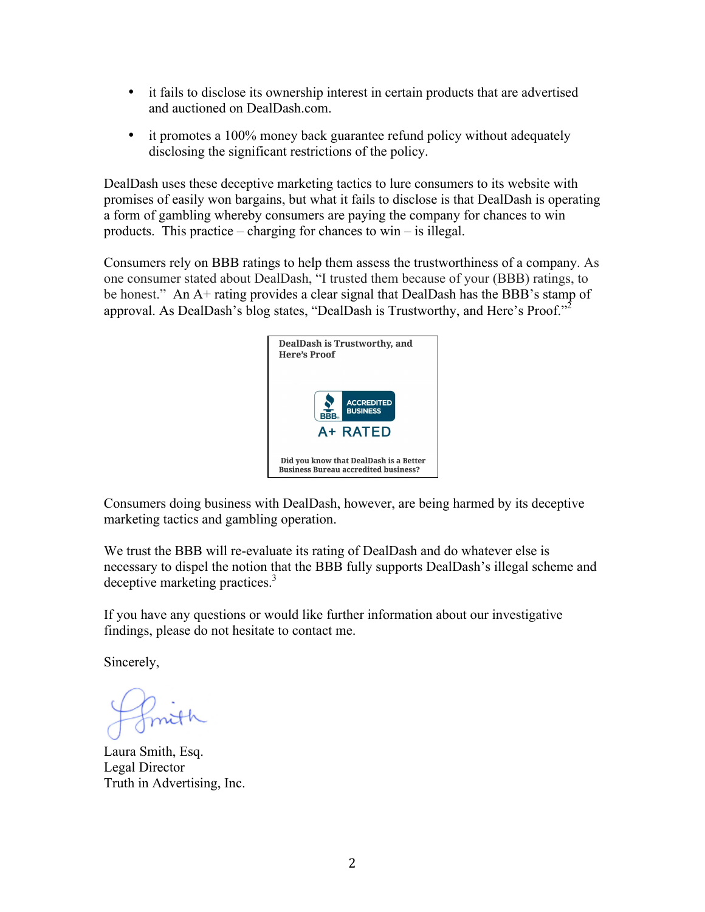- it fails to disclose its ownership interest in certain products that are advertised and auctioned on DealDash.com.
- it promotes a 100% money back guarantee refund policy without adequately disclosing the significant restrictions of the policy.

DealDash uses these deceptive marketing tactics to lure consumers to its website with promises of easily won bargains, but what it fails to disclose is that DealDash is operating a form of gambling whereby consumers are paying the company for chances to win products. This practice – charging for chances to win – is illegal.

Consumers rely on BBB ratings to help them assess the trustworthiness of a company. As one consumer stated about DealDash, "I trusted them because of your (BBB) ratings, to be honest." An A+ rating provides a clear signal that DealDash has the BBB's stamp of approval. As DealDash's blog states, "DealDash is Trustworthy, and Here's Proof."[2]

**DealDash is Trustworthy, and Here's Proof**

ACCREDITED BUSINESS
BBB.
A+ RATED

**Did you know that DealDash is a Better Business Bureau accredited business?**

Consumers doing business with DealDash, however, are being harmed by its deceptive marketing tactics and gambling operation.

We trust the BBB will re-evaluate its rating of DealDash and do whatever else is necessary to dispel the notion that the BBB fully supports DealDash's illegal scheme and deceptive marketing practices.[3]

If you have any questions or would like further information about our investigative findings, please do not hesitate to contact me.

Sincerely,

Laura Smith, Esq.
Legal Director
Truth in Advertising, Inc.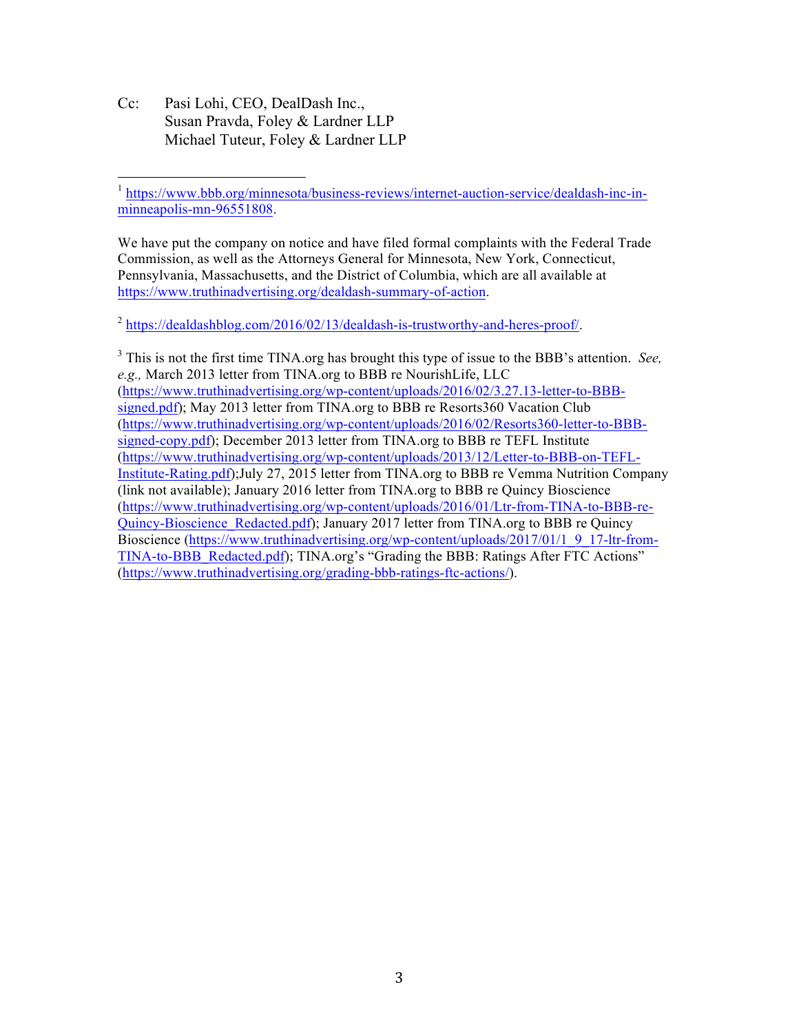Cc: Pasi Lohi, CEO, DealDash Inc.,
Susan Pravda, Foley & Lardner LLP
Michael Tuteur, Foley & Lardner LLP

---

[1] https://www.bbb.org/minnesota/business-reviews/internet-auction-service/dealdash-inc-in-minneapolis-mn-96551808.

We have put the company on notice and have filed formal complaints with the Federal Trade Commission, as well as the Attorneys General for Minnesota, New York, Connecticut, Pennsylvania, Massachusetts, and the District of Columbia, which are all available at https://www.truthinadvertising.org/dealdash-summary-of-action.

[2] https://dealdashblog.com/2016/02/13/dealdash-is-trustworthy-and-heres-proof/.

[3] This is not the first time TINA.org has brought this type of issue to the BBB's attention. *See, e.g.,* March 2013 letter from TINA.org to BBB re NourishLife, LLC (https://www.truthinadvertising.org/wp-content/uploads/2016/02/3.27.13-letter-to-BBB-signed.pdf); May 2013 letter from TINA.org to BBB re Resorts360 Vacation Club (https://www.truthinadvertising.org/wp-content/uploads/2016/02/Resorts360-letter-to-BBB-signed-copy.pdf); December 2013 letter from TINA.org to BBB re TEFL Institute (https://www.truthinadvertising.org/wp-content/uploads/2013/12/Letter-to-BBB-on-TEFL-Institute-Rating.pdf);July 27, 2015 letter from TINA.org to BBB re Vemma Nutrition Company (link not available); January 2016 letter from TINA.org to BBB re Quincy Bioscience (https://www.truthinadvertising.org/wp-content/uploads/2016/01/Ltr-from-TINA-to-BBB-re-Quincy-Bioscience_Redacted.pdf); January 2017 letter from TINA.org to BBB re Quincy Bioscience (https://www.truthinadvertising.org/wp-content/uploads/2017/01/1_9_17-ltr-from-TINA-to-BBB_Redacted.pdf); TINA.org's "Grading the BBB: Ratings After FTC Actions" (https://www.truthinadvertising.org/grading-bbb-ratings-ftc-actions/).